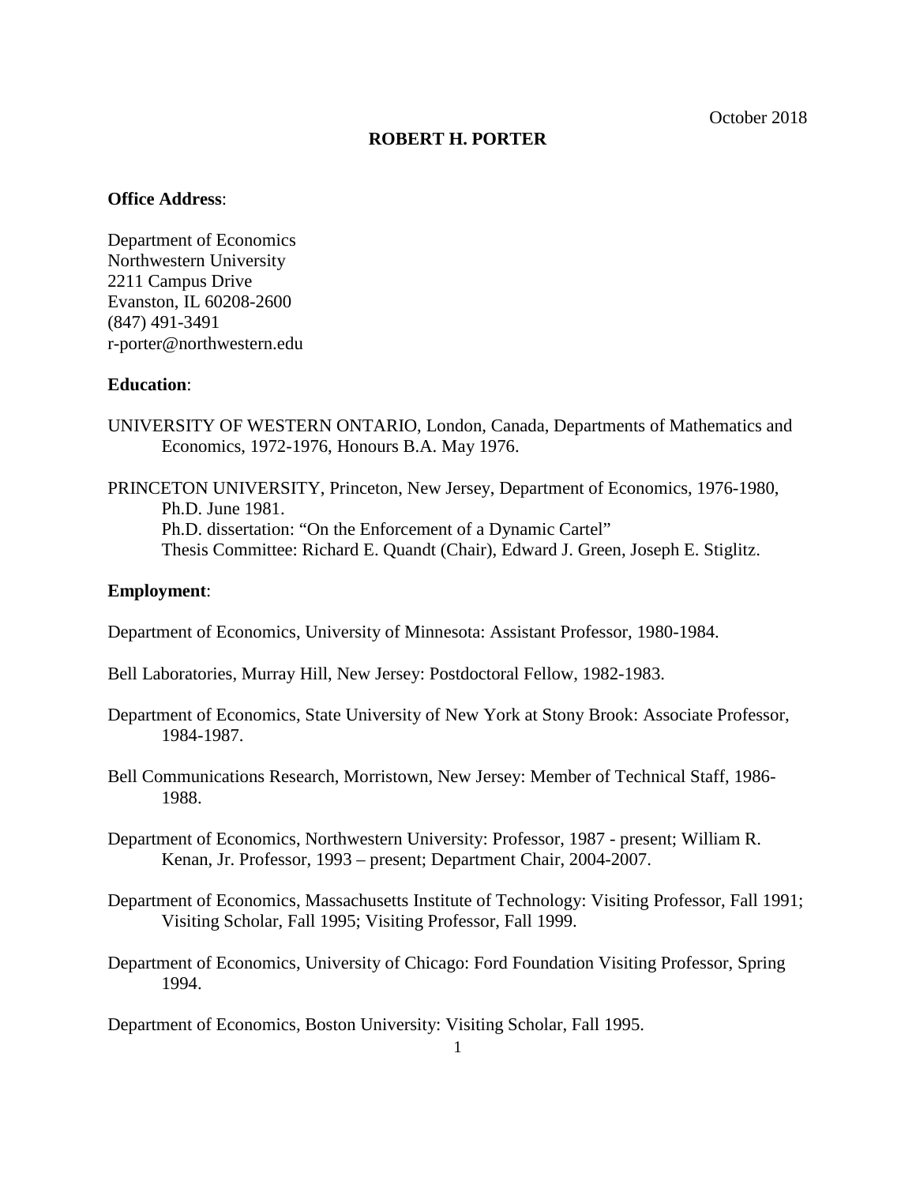October 2018

# ROBERT H. PORTER

**Office Address**:

Department of Economics
Northwestern University
2211 Campus Drive
Evanston, IL 60208-2600
(847) 491-3491
r-porter@northwestern.edu

**Education**:

UNIVERSITY OF WESTERN ONTARIO, London, Canada, Departments of Mathematics and Economics, 1972-1976, Honours B.A. May 1976.

PRINCETON UNIVERSITY, Princeton, New Jersey, Department of Economics, 1976-1980, Ph.D. June 1981.
Ph.D. dissertation: "On the Enforcement of a Dynamic Cartel"
Thesis Committee: Richard E. Quandt (Chair), Edward J. Green, Joseph E. Stiglitz.

**Employment**:

Department of Economics, University of Minnesota: Assistant Professor, 1980-1984.

Bell Laboratories, Murray Hill, New Jersey: Postdoctoral Fellow, 1982-1983.

Department of Economics, State University of New York at Stony Brook: Associate Professor, 1984-1987.

Bell Communications Research, Morristown, New Jersey: Member of Technical Staff, 1986-1988.

Department of Economics, Northwestern University: Professor, 1987 - present; William R. Kenan, Jr. Professor, 1993 – present; Department Chair, 2004-2007.

Department of Economics, Massachusetts Institute of Technology: Visiting Professor, Fall 1991; Visiting Scholar, Fall 1995; Visiting Professor, Fall 1999.

Department of Economics, University of Chicago: Ford Foundation Visiting Professor, Spring 1994.

Department of Economics, Boston University: Visiting Scholar, Fall 1995.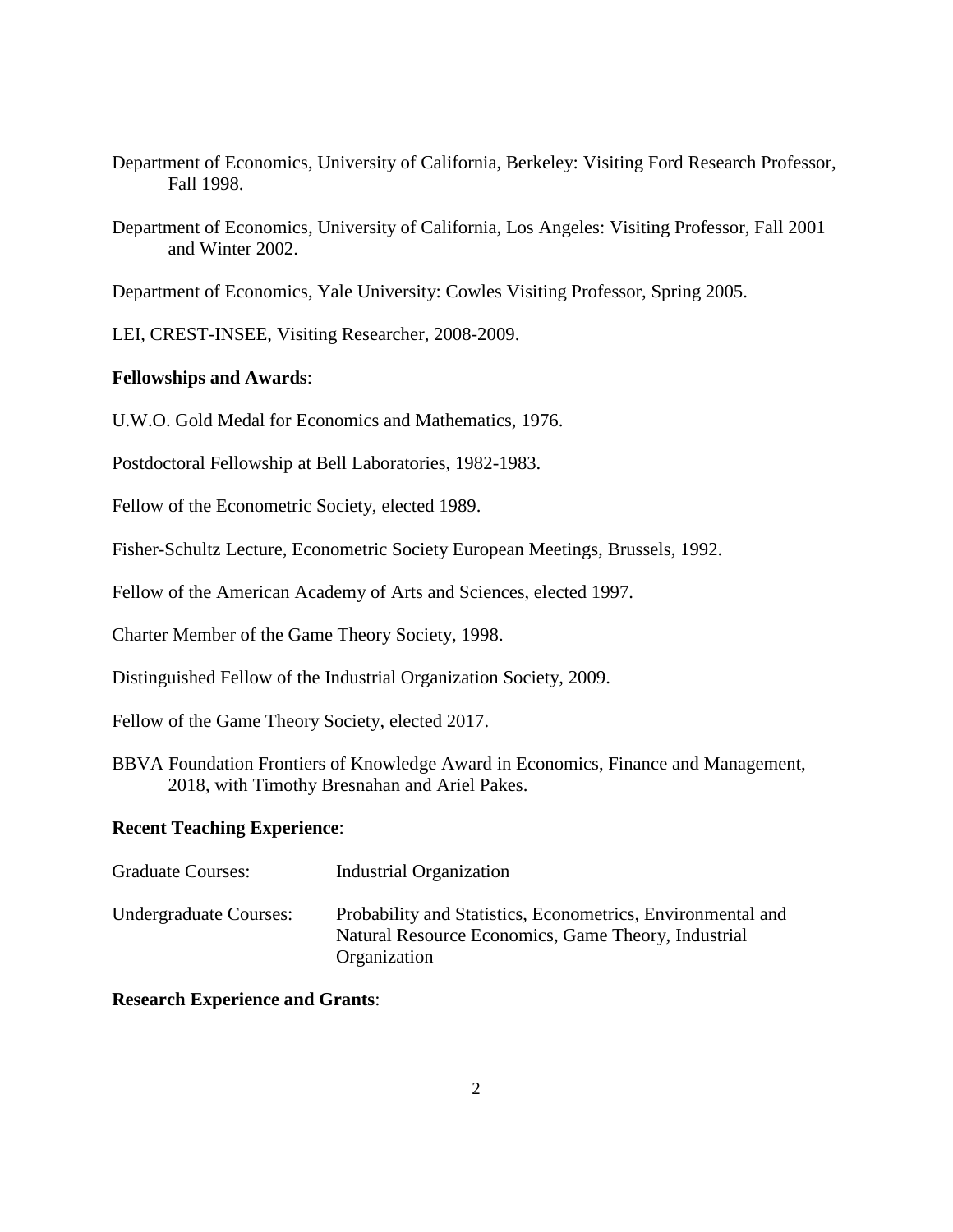Department of Economics, University of California, Berkeley: Visiting Ford Research Professor, Fall 1998.

Department of Economics, University of California, Los Angeles: Visiting Professor, Fall 2001 and Winter 2002.

Department of Economics, Yale University: Cowles Visiting Professor, Spring 2005.

LEI, CREST-INSEE, Visiting Researcher, 2008-2009.

**Fellowships and Awards**:

U.W.O. Gold Medal for Economics and Mathematics, 1976.

Postdoctoral Fellowship at Bell Laboratories, 1982-1983.

Fellow of the Econometric Society, elected 1989.

Fisher-Schultz Lecture, Econometric Society European Meetings, Brussels, 1992.

Fellow of the American Academy of Arts and Sciences, elected 1997.

Charter Member of the Game Theory Society, 1998.

Distinguished Fellow of the Industrial Organization Society, 2009.

Fellow of the Game Theory Society, elected 2017.

BBVA Foundation Frontiers of Knowledge Award in Economics, Finance and Management, 2018, with Timothy Bresnahan and Ariel Pakes.

**Recent Teaching Experience**:

| | |
|---|---|
| Graduate Courses: | Industrial Organization |
| Undergraduate Courses: | Probability and Statistics, Econometrics, Environmental and Natural Resource Economics, Game Theory, Industrial Organization |

**Research Experience and Grants**: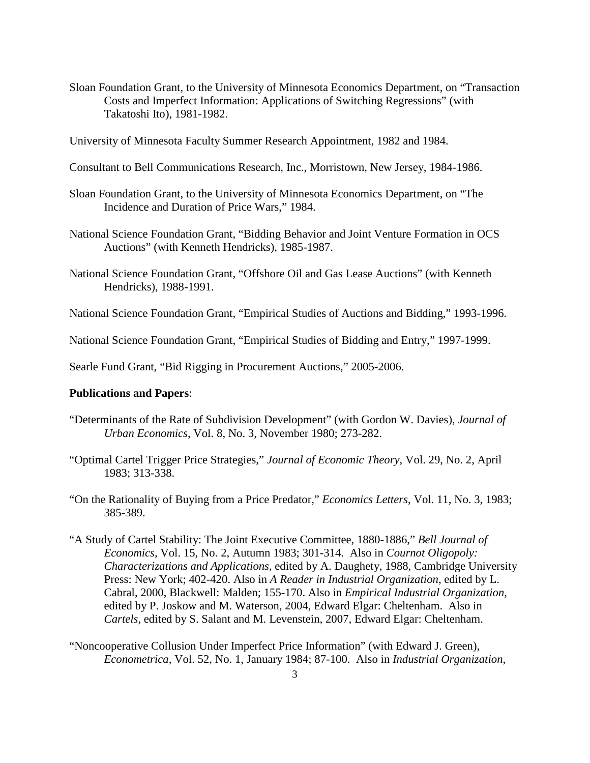Sloan Foundation Grant, to the University of Minnesota Economics Department, on "Transaction Costs and Imperfect Information: Applications of Switching Regressions" (with Takatoshi Ito), 1981-1982.

University of Minnesota Faculty Summer Research Appointment, 1982 and 1984.

Consultant to Bell Communications Research, Inc., Morristown, New Jersey, 1984-1986.

Sloan Foundation Grant, to the University of Minnesota Economics Department, on "The Incidence and Duration of Price Wars," 1984.

National Science Foundation Grant, "Bidding Behavior and Joint Venture Formation in OCS Auctions" (with Kenneth Hendricks), 1985-1987.

National Science Foundation Grant, "Offshore Oil and Gas Lease Auctions" (with Kenneth Hendricks), 1988-1991.

National Science Foundation Grant, "Empirical Studies of Auctions and Bidding," 1993-1996.

National Science Foundation Grant, "Empirical Studies of Bidding and Entry," 1997-1999.

Searle Fund Grant, "Bid Rigging in Procurement Auctions," 2005-2006.

**Publications and Papers**:

"Determinants of the Rate of Subdivision Development" (with Gordon W. Davies), *Journal of Urban Economics*, Vol. 8, No. 3, November 1980; 273-282.

"Optimal Cartel Trigger Price Strategies," *Journal of Economic Theory*, Vol. 29, No. 2, April 1983; 313-338.

"On the Rationality of Buying from a Price Predator," *Economics Letters*, Vol. 11, No. 3, 1983; 385-389.

"A Study of Cartel Stability: The Joint Executive Committee, 1880-1886," *Bell Journal of Economics*, Vol. 15, No. 2, Autumn 1983; 301-314. Also in *Cournot Oligopoly: Characterizations and Applications*, edited by A. Daughety, 1988, Cambridge University Press: New York; 402-420. Also in *A Reader in Industrial Organization*, edited by L. Cabral, 2000, Blackwell: Malden; 155-170. Also in *Empirical Industrial Organization*, edited by P. Joskow and M. Waterson, 2004, Edward Elgar: Cheltenham. Also in *Cartels*, edited by S. Salant and M. Levenstein, 2007, Edward Elgar: Cheltenham.

"Noncooperative Collusion Under Imperfect Price Information" (with Edward J. Green), *Econometrica*, Vol. 52, No. 1, January 1984; 87-100. Also in *Industrial Organization*,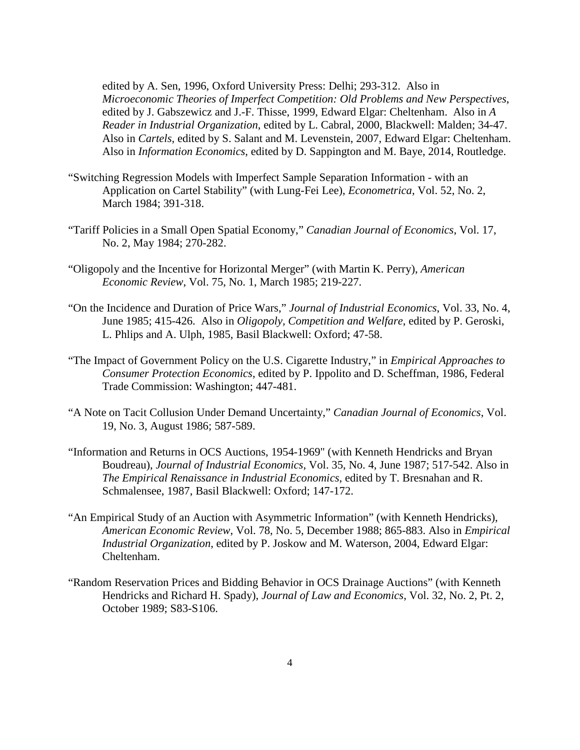edited by A. Sen, 1996, Oxford University Press: Delhi; 293-312. Also in *Microeconomic Theories of Imperfect Competition: Old Problems and New Perspectives*, edited by J. Gabszewicz and J.-F. Thisse, 1999, Edward Elgar: Cheltenham. Also in *A Reader in Industrial Organization*, edited by L. Cabral, 2000, Blackwell: Malden; 34-47. Also in *Cartels*, edited by S. Salant and M. Levenstein, 2007, Edward Elgar: Cheltenham. Also in *Information Economics*, edited by D. Sappington and M. Baye, 2014, Routledge.

"Switching Regression Models with Imperfect Sample Separation Information - with an Application on Cartel Stability" (with Lung-Fei Lee), *Econometrica*, Vol. 52, No. 2, March 1984; 391-318.

"Tariff Policies in a Small Open Spatial Economy," *Canadian Journal of Economics*, Vol. 17, No. 2, May 1984; 270-282.

"Oligopoly and the Incentive for Horizontal Merger" (with Martin K. Perry), *American Economic Review*, Vol. 75, No. 1, March 1985; 219-227.

"On the Incidence and Duration of Price Wars," *Journal of Industrial Economics*, Vol. 33, No. 4, June 1985; 415-426. Also in *Oligopoly, Competition and Welfare*, edited by P. Geroski, L. Phlips and A. Ulph, 1985, Basil Blackwell: Oxford; 47-58.

"The Impact of Government Policy on the U.S. Cigarette Industry," in *Empirical Approaches to Consumer Protection Economics*, edited by P. Ippolito and D. Scheffman, 1986, Federal Trade Commission: Washington; 447-481.

"A Note on Tacit Collusion Under Demand Uncertainty," *Canadian Journal of Economics*, Vol. 19, No. 3, August 1986; 587-589.

"Information and Returns in OCS Auctions, 1954-1969" (with Kenneth Hendricks and Bryan Boudreau), *Journal of Industrial Economics*, Vol. 35, No. 4, June 1987; 517-542. Also in *The Empirical Renaissance in Industrial Economics*, edited by T. Bresnahan and R. Schmalensee, 1987, Basil Blackwell: Oxford; 147-172.

"An Empirical Study of an Auction with Asymmetric Information" (with Kenneth Hendricks), *American Economic Review*, Vol. 78, No. 5, December 1988; 865-883. Also in *Empirical Industrial Organization*, edited by P. Joskow and M. Waterson, 2004, Edward Elgar: Cheltenham.

"Random Reservation Prices and Bidding Behavior in OCS Drainage Auctions" (with Kenneth Hendricks and Richard H. Spady), *Journal of Law and Economics*, Vol. 32, No. 2, Pt. 2, October 1989; S83-S106.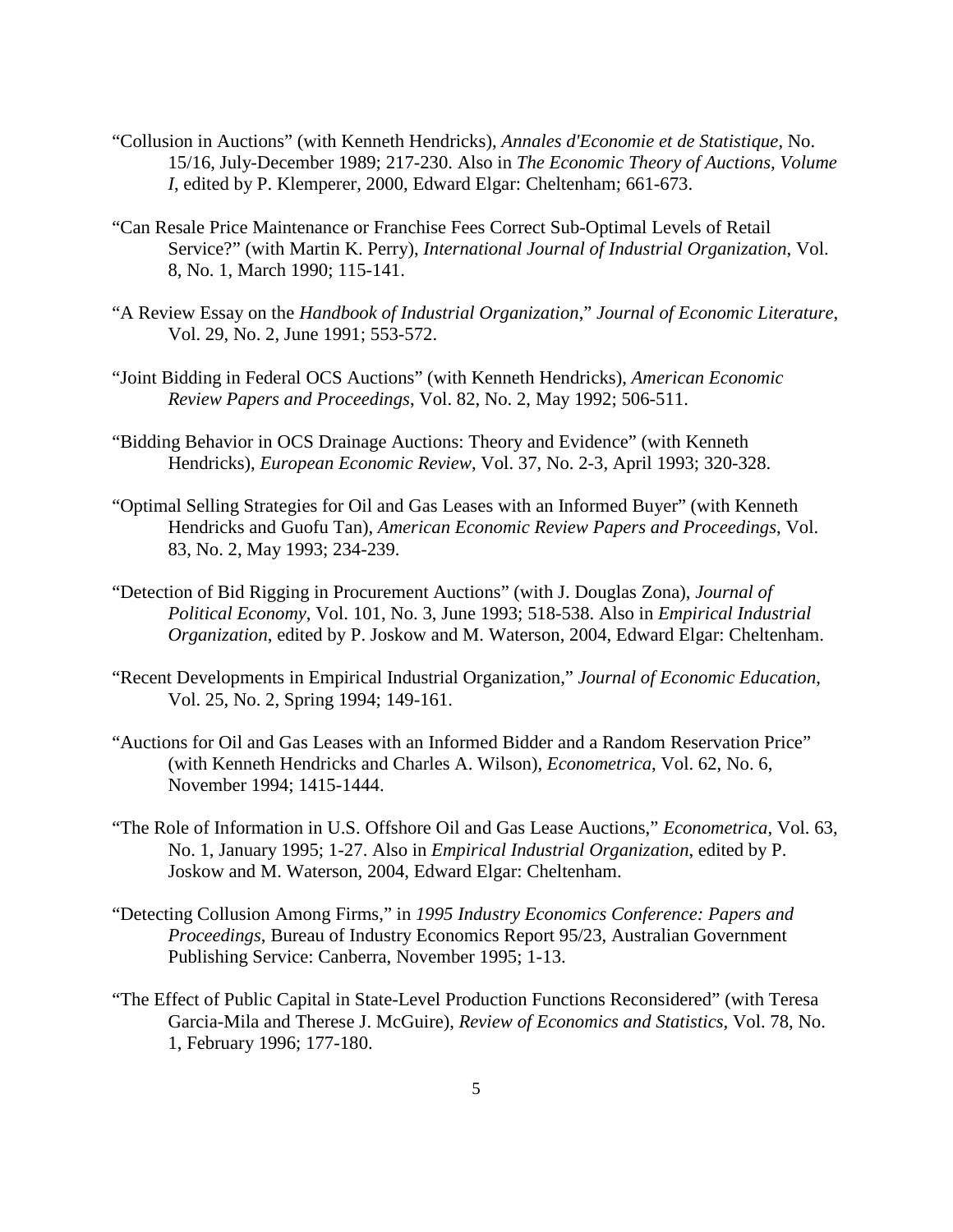“Collusion in Auctions” (with Kenneth Hendricks), *Annales d'Economie et de Statistique*, No. 15/16, July-December 1989; 217-230. Also in *The Economic Theory of Auctions, Volume I*, edited by P. Klemperer, 2000, Edward Elgar: Cheltenham; 661-673.

“Can Resale Price Maintenance or Franchise Fees Correct Sub-Optimal Levels of Retail Service?” (with Martin K. Perry), *International Journal of Industrial Organization*, Vol. 8, No. 1, March 1990; 115-141.

“A Review Essay on the *Handbook of Industrial Organization*,” *Journal of Economic Literature*, Vol. 29, No. 2, June 1991; 553-572.

“Joint Bidding in Federal OCS Auctions” (with Kenneth Hendricks), *American Economic Review Papers and Proceedings*, Vol. 82, No. 2, May 1992; 506-511.

“Bidding Behavior in OCS Drainage Auctions: Theory and Evidence” (with Kenneth Hendricks), *European Economic Review*, Vol. 37, No. 2-3, April 1993; 320-328.

“Optimal Selling Strategies for Oil and Gas Leases with an Informed Buyer” (with Kenneth Hendricks and Guofu Tan), *American Economic Review Papers and Proceedings*, Vol. 83, No. 2, May 1993; 234-239.

“Detection of Bid Rigging in Procurement Auctions” (with J. Douglas Zona), *Journal of Political Economy*, Vol. 101, No. 3, June 1993; 518-538. Also in *Empirical Industrial Organization*, edited by P. Joskow and M. Waterson, 2004, Edward Elgar: Cheltenham.

“Recent Developments in Empirical Industrial Organization,” *Journal of Economic Education*, Vol. 25, No. 2, Spring 1994; 149-161.

“Auctions for Oil and Gas Leases with an Informed Bidder and a Random Reservation Price” (with Kenneth Hendricks and Charles A. Wilson), *Econometrica*, Vol. 62, No. 6, November 1994; 1415-1444.

“The Role of Information in U.S. Offshore Oil and Gas Lease Auctions,” *Econometrica*, Vol. 63, No. 1, January 1995; 1-27. Also in *Empirical Industrial Organization*, edited by P. Joskow and M. Waterson, 2004, Edward Elgar: Cheltenham.

“Detecting Collusion Among Firms,” in *1995 Industry Economics Conference: Papers and Proceedings*, Bureau of Industry Economics Report 95/23, Australian Government Publishing Service: Canberra, November 1995; 1-13.

“The Effect of Public Capital in State-Level Production Functions Reconsidered” (with Teresa Garcia-Mila and Therese J. McGuire), *Review of Economics and Statistics*, Vol. 78, No. 1, February 1996; 177-180.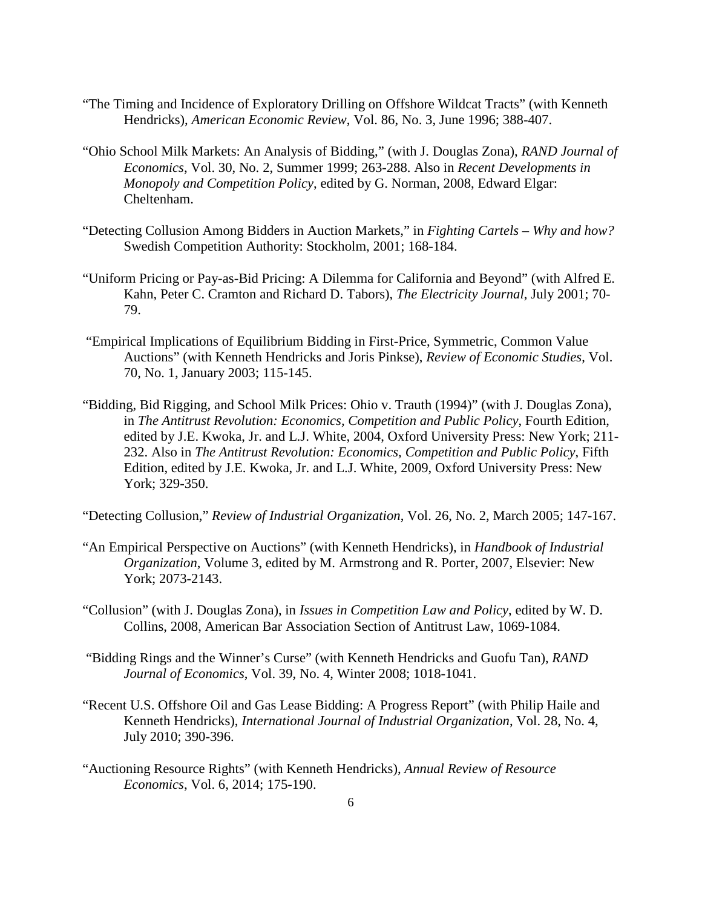"The Timing and Incidence of Exploratory Drilling on Offshore Wildcat Tracts" (with Kenneth Hendricks), *American Economic Review*, Vol. 86, No. 3, June 1996; 388-407.

"Ohio School Milk Markets: An Analysis of Bidding," (with J. Douglas Zona), *RAND Journal of Economics*, Vol. 30, No. 2, Summer 1999; 263-288. Also in *Recent Developments in Monopoly and Competition Policy*, edited by G. Norman, 2008, Edward Elgar: Cheltenham.

"Detecting Collusion Among Bidders in Auction Markets," in *Fighting Cartels – Why and how?* Swedish Competition Authority: Stockholm, 2001; 168-184.

"Uniform Pricing or Pay-as-Bid Pricing: A Dilemma for California and Beyond" (with Alfred E. Kahn, Peter C. Cramton and Richard D. Tabors), *The Electricity Journal*, July 2001; 70-79.

"Empirical Implications of Equilibrium Bidding in First-Price, Symmetric, Common Value Auctions" (with Kenneth Hendricks and Joris Pinkse), *Review of Economic Studies*, Vol. 70, No. 1, January 2003; 115-145.

"Bidding, Bid Rigging, and School Milk Prices: Ohio v. Trauth (1994)" (with J. Douglas Zona), in *The Antitrust Revolution: Economics, Competition and Public Policy*, Fourth Edition, edited by J.E. Kwoka, Jr. and L.J. White, 2004, Oxford University Press: New York; 211-232. Also in *The Antitrust Revolution: Economics, Competition and Public Policy*, Fifth Edition, edited by J.E. Kwoka, Jr. and L.J. White, 2009, Oxford University Press: New York; 329-350.

"Detecting Collusion," *Review of Industrial Organization*, Vol. 26, No. 2, March 2005; 147-167.

"An Empirical Perspective on Auctions" (with Kenneth Hendricks), in *Handbook of Industrial Organization*, Volume 3, edited by M. Armstrong and R. Porter, 2007, Elsevier: New York; 2073-2143.

"Collusion" (with J. Douglas Zona), in *Issues in Competition Law and Policy*, edited by W. D. Collins, 2008, American Bar Association Section of Antitrust Law, 1069-1084.

"Bidding Rings and the Winner's Curse" (with Kenneth Hendricks and Guofu Tan), *RAND Journal of Economics*, Vol. 39, No. 4, Winter 2008; 1018-1041.

"Recent U.S. Offshore Oil and Gas Lease Bidding: A Progress Report" (with Philip Haile and Kenneth Hendricks), *International Journal of Industrial Organization*, Vol. 28, No. 4, July 2010; 390-396.

"Auctioning Resource Rights" (with Kenneth Hendricks), *Annual Review of Resource Economics*, Vol. 6, 2014; 175-190.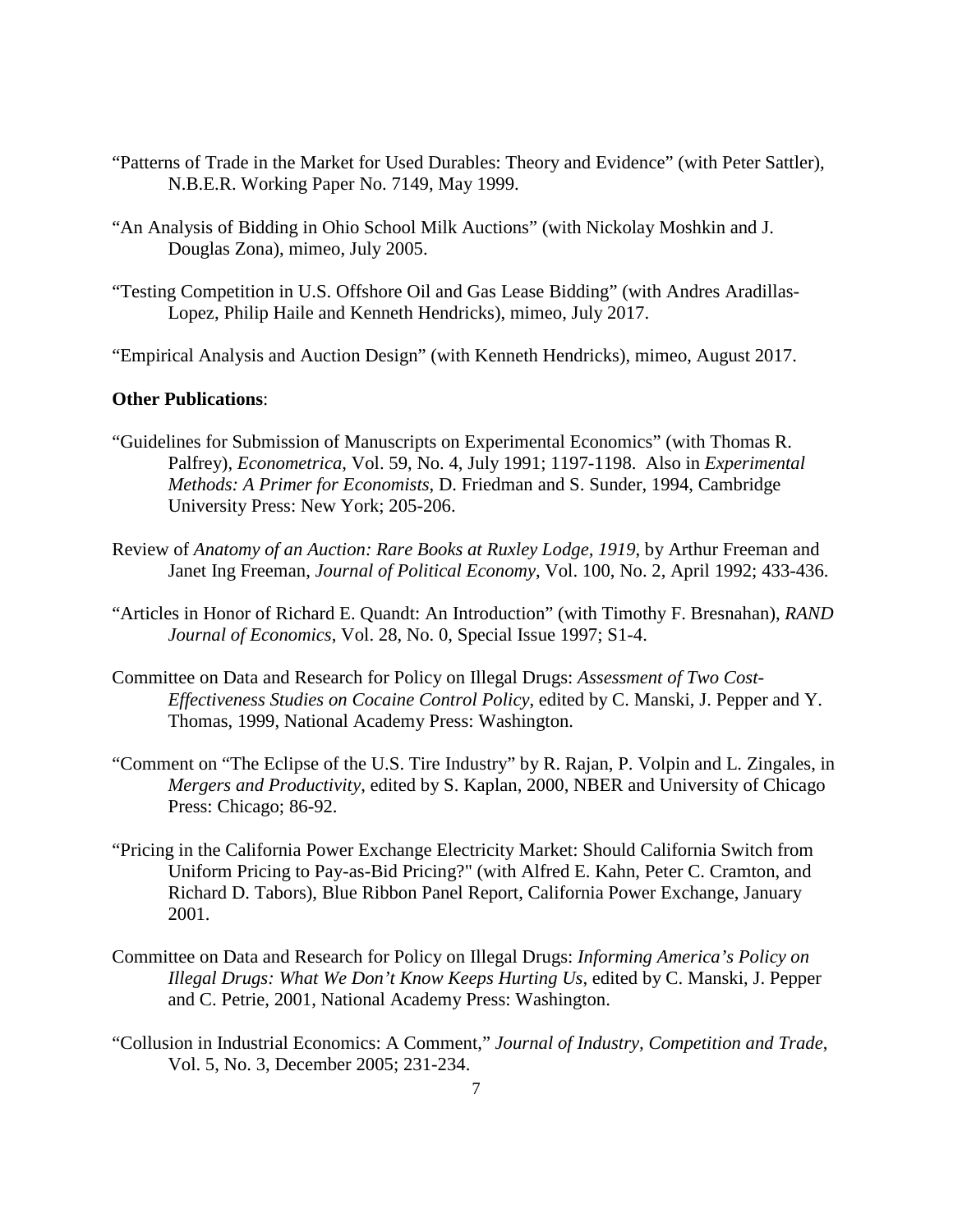"Patterns of Trade in the Market for Used Durables: Theory and Evidence" (with Peter Sattler), N.B.E.R. Working Paper No. 7149, May 1999.

"An Analysis of Bidding in Ohio School Milk Auctions" (with Nickolay Moshkin and J. Douglas Zona), mimeo, July 2005.

"Testing Competition in U.S. Offshore Oil and Gas Lease Bidding" (with Andres Aradillas-Lopez, Philip Haile and Kenneth Hendricks), mimeo, July 2017.

"Empirical Analysis and Auction Design" (with Kenneth Hendricks), mimeo, August 2017.

**Other Publications**:

"Guidelines for Submission of Manuscripts on Experimental Economics" (with Thomas R. Palfrey), *Econometrica*, Vol. 59, No. 4, July 1991; 1197-1198. Also in *Experimental Methods: A Primer for Economists*, D. Friedman and S. Sunder, 1994, Cambridge University Press: New York; 205-206.

Review of *Anatomy of an Auction: Rare Books at Ruxley Lodge, 1919*, by Arthur Freeman and Janet Ing Freeman, *Journal of Political Economy*, Vol. 100, No. 2, April 1992; 433-436.

"Articles in Honor of Richard E. Quandt: An Introduction" (with Timothy F. Bresnahan), *RAND Journal of Economics*, Vol. 28, No. 0, Special Issue 1997; S1-4.

Committee on Data and Research for Policy on Illegal Drugs: *Assessment of Two Cost-Effectiveness Studies on Cocaine Control Policy*, edited by C. Manski, J. Pepper and Y. Thomas, 1999, National Academy Press: Washington.

"Comment on "The Eclipse of the U.S. Tire Industry" by R. Rajan, P. Volpin and L. Zingales, in *Mergers and Productivity*, edited by S. Kaplan, 2000, NBER and University of Chicago Press: Chicago; 86-92.

"Pricing in the California Power Exchange Electricity Market: Should California Switch from Uniform Pricing to Pay-as-Bid Pricing?" (with Alfred E. Kahn, Peter C. Cramton, and Richard D. Tabors), Blue Ribbon Panel Report, California Power Exchange, January 2001.

Committee on Data and Research for Policy on Illegal Drugs: *Informing America's Policy on Illegal Drugs: What We Don't Know Keeps Hurting Us*, edited by C. Manski, J. Pepper and C. Petrie, 2001, National Academy Press: Washington.

"Collusion in Industrial Economics: A Comment," *Journal of Industry, Competition and Trade*, Vol. 5, No. 3, December 2005; 231-234.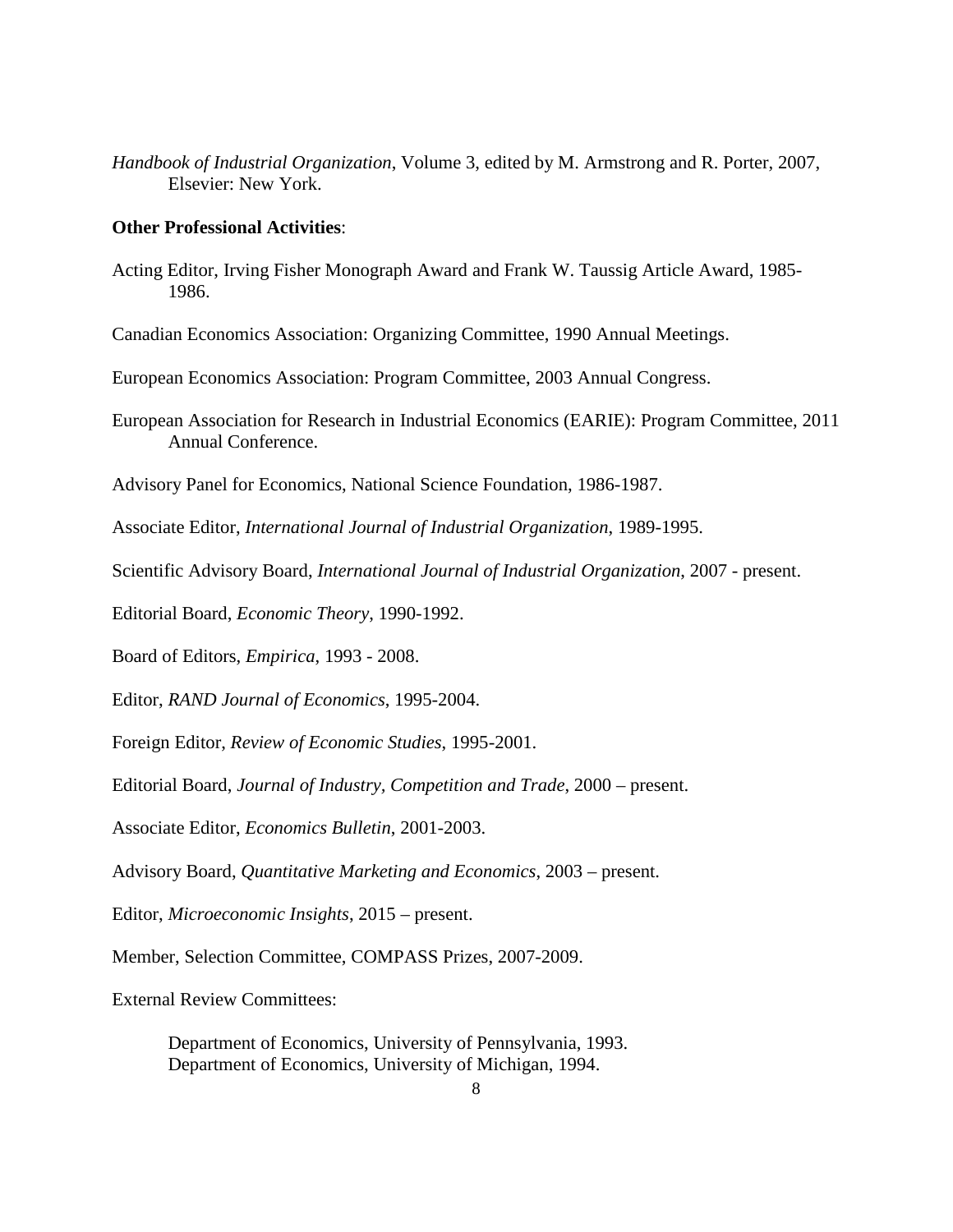*Handbook of Industrial Organization*, Volume 3, edited by M. Armstrong and R. Porter, 2007, Elsevier: New York.

**Other Professional Activities**:

Acting Editor, Irving Fisher Monograph Award and Frank W. Taussig Article Award, 1985-1986.

Canadian Economics Association: Organizing Committee, 1990 Annual Meetings.

European Economics Association: Program Committee, 2003 Annual Congress.

European Association for Research in Industrial Economics (EARIE): Program Committee, 2011 Annual Conference.

Advisory Panel for Economics, National Science Foundation, 1986-1987.

Associate Editor, *International Journal of Industrial Organization*, 1989-1995.

Scientific Advisory Board, *International Journal of Industrial Organization*, 2007 - present.

Editorial Board, *Economic Theory*, 1990-1992.

Board of Editors, *Empirica*, 1993 - 2008.

Editor, *RAND Journal of Economics*, 1995-2004.

Foreign Editor, *Review of Economic Studies*, 1995-2001.

Editorial Board, *Journal of Industry, Competition and Trade*, 2000 – present.

Associate Editor, *Economics Bulletin*, 2001-2003.

Advisory Board, *Quantitative Marketing and Economics*, 2003 – present.

Editor, *Microeconomic Insights*, 2015 – present.

Member, Selection Committee, COMPASS Prizes, 2007-2009.

External Review Committees:

Department of Economics, University of Pennsylvania, 1993.
Department of Economics, University of Michigan, 1994.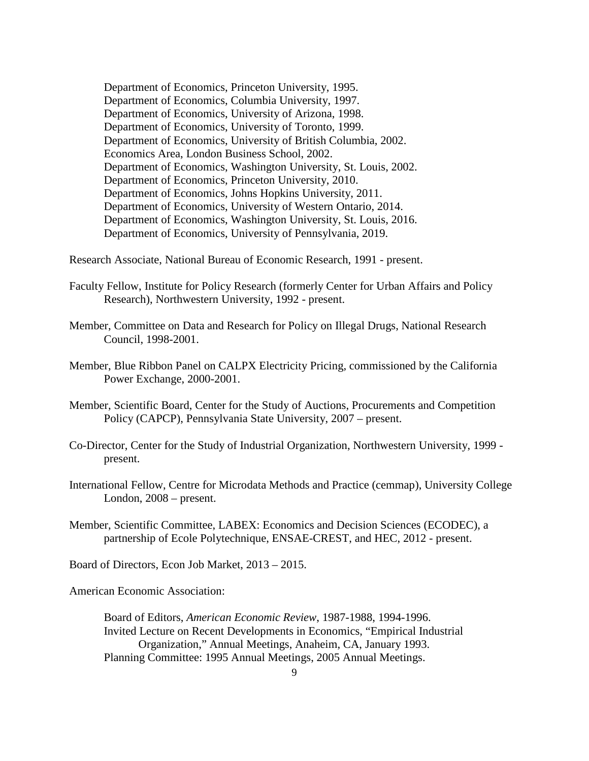Department of Economics, Princeton University, 1995.  
Department of Economics, Columbia University, 1997.  
Department of Economics, University of Arizona, 1998.  
Department of Economics, University of Toronto, 1999.  
Department of Economics, University of British Columbia, 2002.  
Economics Area, London Business School, 2002.  
Department of Economics, Washington University, St. Louis, 2002.  
Department of Economics, Princeton University, 2010.  
Department of Economics, Johns Hopkins University, 2011.  
Department of Economics, University of Western Ontario, 2014.  
Department of Economics, Washington University, St. Louis, 2016.  
Department of Economics, University of Pennsylvania, 2019.

Research Associate, National Bureau of Economic Research, 1991 - present.

Faculty Fellow, Institute for Policy Research (formerly Center for Urban Affairs and Policy Research), Northwestern University, 1992 - present.

Member, Committee on Data and Research for Policy on Illegal Drugs, National Research Council, 1998-2001.

Member, Blue Ribbon Panel on CALPX Electricity Pricing, commissioned by the California Power Exchange, 2000-2001.

Member, Scientific Board, Center for the Study of Auctions, Procurements and Competition Policy (CAPCP), Pennsylvania State University, 2007 – present.

Co-Director, Center for the Study of Industrial Organization, Northwestern University, 1999 - present.

International Fellow, Centre for Microdata Methods and Practice (cemmap), University College London, 2008 – present.

Member, Scientific Committee, LABEX: Economics and Decision Sciences (ECODEC), a partnership of Ecole Polytechnique, ENSAE-CREST, and HEC, 2012 - present.

Board of Directors, Econ Job Market, 2013 – 2015.

American Economic Association:

Board of Editors, *American Economic Review*, 1987-1988, 1994-1996.  
Invited Lecture on Recent Developments in Economics, "Empirical Industrial Organization," Annual Meetings, Anaheim, CA, January 1993.  
Planning Committee: 1995 Annual Meetings, 2005 Annual Meetings.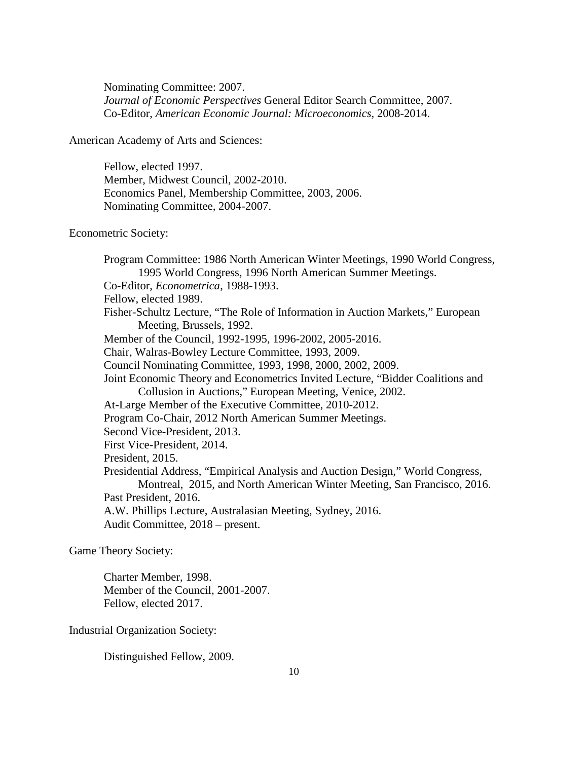Nominating Committee: 2007.
*Journal of Economic Perspectives* General Editor Search Committee, 2007.
Co-Editor, *American Economic Journal: Microeconomics*, 2008-2014.

American Academy of Arts and Sciences:

Fellow, elected 1997.
Member, Midwest Council, 2002-2010.
Economics Panel, Membership Committee, 2003, 2006.
Nominating Committee, 2004-2007.

Econometric Society:

Program Committee: 1986 North American Winter Meetings, 1990 World Congress, 1995 World Congress, 1996 North American Summer Meetings.
Co-Editor, *Econometrica*, 1988-1993.
Fellow, elected 1989.
Fisher-Schultz Lecture, "The Role of Information in Auction Markets," European Meeting, Brussels, 1992.
Member of the Council, 1992-1995, 1996-2002, 2005-2016.
Chair, Walras-Bowley Lecture Committee, 1993, 2009.
Council Nominating Committee, 1993, 1998, 2000, 2002, 2009.
Joint Economic Theory and Econometrics Invited Lecture, "Bidder Coalitions and Collusion in Auctions," European Meeting, Venice, 2002.
At-Large Member of the Executive Committee, 2010-2012.
Program Co-Chair, 2012 North American Summer Meetings.
Second Vice-President, 2013.
First Vice-President, 2014.
President, 2015.
Presidential Address, "Empirical Analysis and Auction Design," World Congress, Montreal, 2015, and North American Winter Meeting, San Francisco, 2016.
Past President, 2016.
A.W. Phillips Lecture, Australasian Meeting, Sydney, 2016.
Audit Committee, 2018 – present.

Game Theory Society:

Charter Member, 1998.
Member of the Council, 2001-2007.
Fellow, elected 2017.

Industrial Organization Society:

Distinguished Fellow, 2009.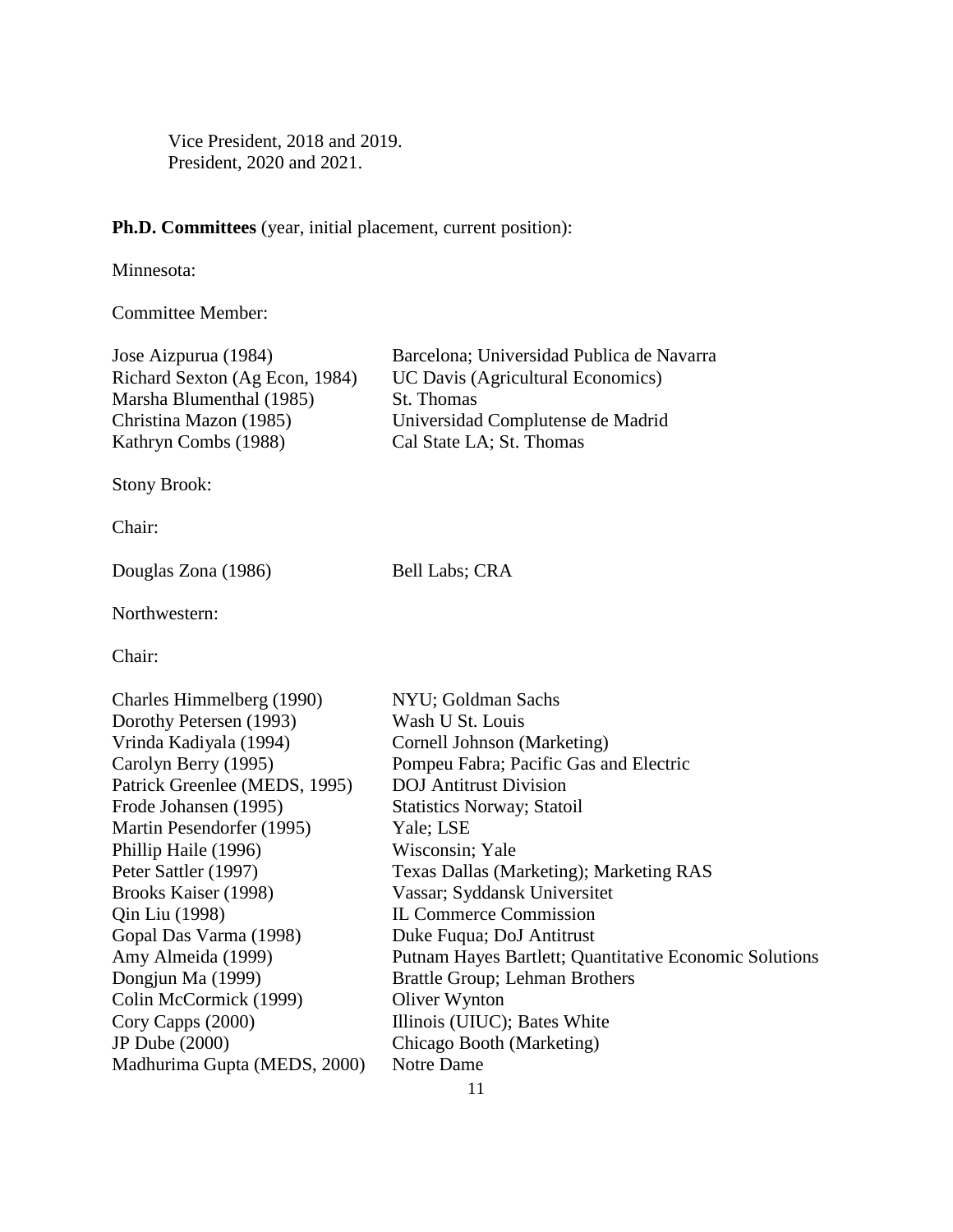Vice President, 2018 and 2019.
President, 2020 and 2021.

**Ph.D. Committees** (year, initial placement, current position):

Minnesota:

Committee Member:

| | |
|---|---|
| Jose Aizpurua (1984) | Barcelona; Universidad Publica de Navarra |
| Richard Sexton (Ag Econ, 1984) | UC Davis (Agricultural Economics) |
| Marsha Blumenthal (1985) | St. Thomas |
| Christina Mazon (1985) | Universidad Complutense de Madrid |
| Kathryn Combs (1988) | Cal State LA; St. Thomas |

Stony Brook:

Chair:

| | |
|---|---|
| Douglas Zona (1986) | Bell Labs; CRA |

Northwestern:

Chair:

| | |
|---|---|
| Charles Himmelberg (1990) | NYU; Goldman Sachs |
| Dorothy Petersen (1993) | Wash U St. Louis |
| Vrinda Kadiyala (1994) | Cornell Johnson (Marketing) |
| Carolyn Berry (1995) | Pompeu Fabra; Pacific Gas and Electric |
| Patrick Greenlee (MEDS, 1995) | DOJ Antitrust Division |
| Frode Johansen (1995) | Statistics Norway; Statoil |
| Martin Pesendorfer (1995) | Yale; LSE |
| Phillip Haile (1996) | Wisconsin; Yale |
| Peter Sattler (1997) | Texas Dallas (Marketing); Marketing RAS |
| Brooks Kaiser (1998) | Vassar; Syddansk Universitet |
| Qin Liu (1998) | IL Commerce Commission |
| Gopal Das Varma (1998) | Duke Fuqua; DoJ Antitrust |
| Amy Almeida (1999) | Putnam Hayes Bartlett; Quantitative Economic Solutions |
| Dongjun Ma (1999) | Brattle Group; Lehman Brothers |
| Colin McCormick (1999) | Oliver Wynton |
| Cory Capps (2000) | Illinois (UIUC); Bates White |
| JP Dube (2000) | Chicago Booth (Marketing) |
| Madhurima Gupta (MEDS, 2000) | Notre Dame |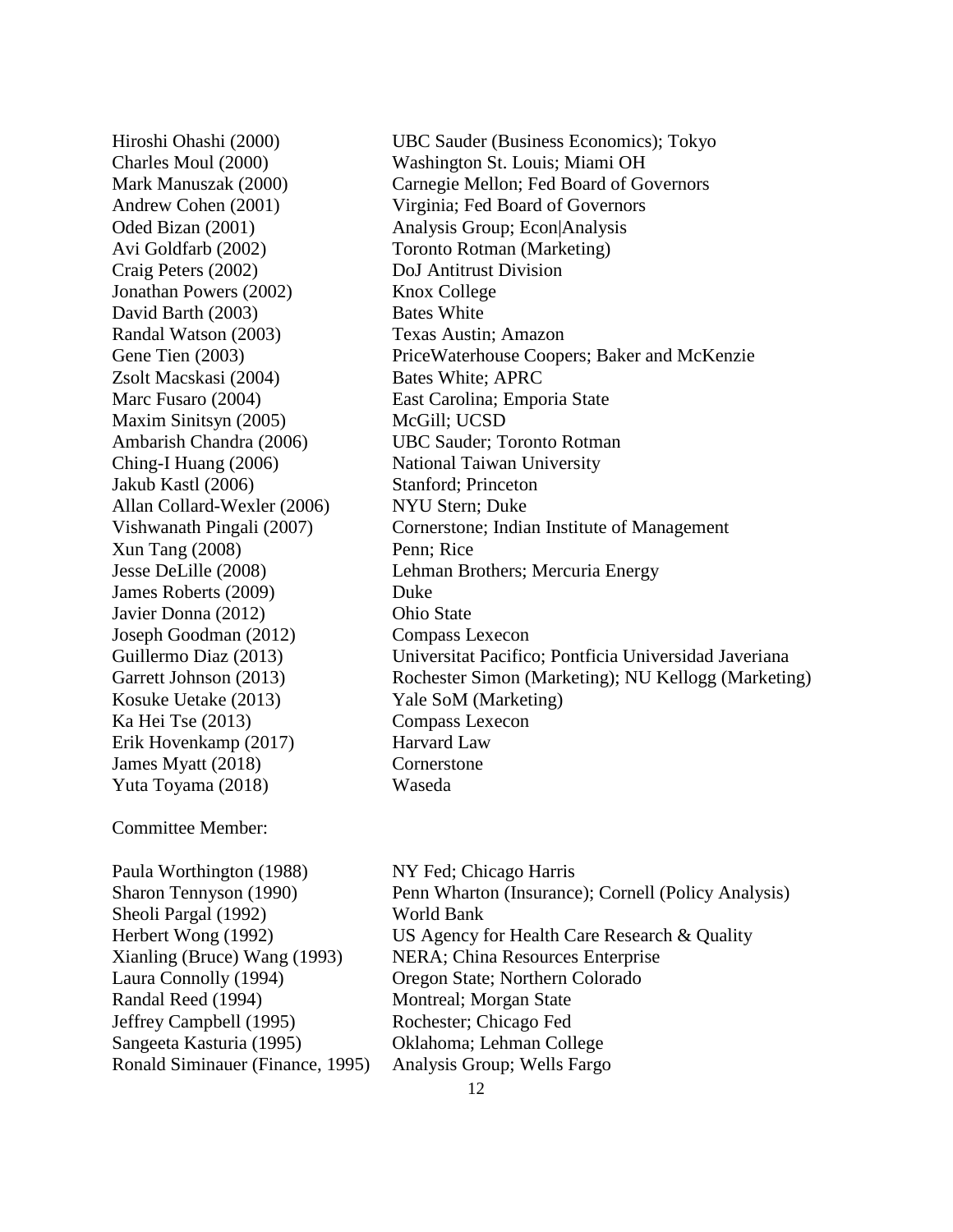| | |
|---|---|
| Hiroshi Ohashi (2000) | UBC Sauder (Business Economics); Tokyo |
| Charles Moul (2000) | Washington St. Louis; Miami OH |
| Mark Manuszak (2000) | Carnegie Mellon; Fed Board of Governors |
| Andrew Cohen (2001) | Virginia; Fed Board of Governors |
| Oded Bizan (2001) | Analysis Group; Econ|Analysis |
| Avi Goldfarb (2002) | Toronto Rotman (Marketing) |
| Craig Peters (2002) | DoJ Antitrust Division |
| Jonathan Powers (2002) | Knox College |
| David Barth (2003) | Bates White |
| Randal Watson (2003) | Texas Austin; Amazon |
| Gene Tien (2003) | PriceWaterhouse Coopers; Baker and McKenzie |
| Zsolt Macskasi (2004) | Bates White; APRC |
| Marc Fusaro (2004) | East Carolina; Emporia State |
| Maxim Sinitsyn (2005) | McGill; UCSD |
| Ambarish Chandra (2006) | UBC Sauder; Toronto Rotman |
| Ching-I Huang (2006) | National Taiwan University |
| Jakub Kastl (2006) | Stanford; Princeton |
| Allan Collard-Wexler (2006) | NYU Stern; Duke |
| Vishwanath Pingali (2007) | Cornerstone; Indian Institute of Management |
| Xun Tang (2008) | Penn; Rice |
| Jesse DeLille (2008) | Lehman Brothers; Mercuria Energy |
| James Roberts (2009) | Duke |
| Javier Donna (2012) | Ohio State |
| Joseph Goodman (2012) | Compass Lexecon |
| Guillermo Diaz (2013) | Universitat Pacifico; Pontficia Universidad Javeriana |
| Garrett Johnson (2013) | Rochester Simon (Marketing); NU Kellogg (Marketing) |
| Kosuke Uetake (2013) | Yale SoM (Marketing) |
| Ka Hei Tse (2013) | Compass Lexecon |
| Erik Hovenkamp (2017) | Harvard Law |
| James Myatt (2018) | Cornerstone |
| Yuta Toyama (2018) | Waseda |

Committee Member:

| | |
|---|---|
| Paula Worthington (1988) | NY Fed; Chicago Harris |
| Sharon Tennyson (1990) | Penn Wharton (Insurance); Cornell (Policy Analysis) |
| Sheoli Pargal (1992) | World Bank |
| Herbert Wong (1992) | US Agency for Health Care Research & Quality |
| Xianling (Bruce) Wang (1993) | NERA; China Resources Enterprise |
| Laura Connolly (1994) | Oregon State; Northern Colorado |
| Randal Reed (1994) | Montreal; Morgan State |
| Jeffrey Campbell (1995) | Rochester; Chicago Fed |
| Sangeeta Kasturia (1995) | Oklahoma; Lehman College |
| Ronald Siminauer (Finance, 1995) | Analysis Group; Wells Fargo |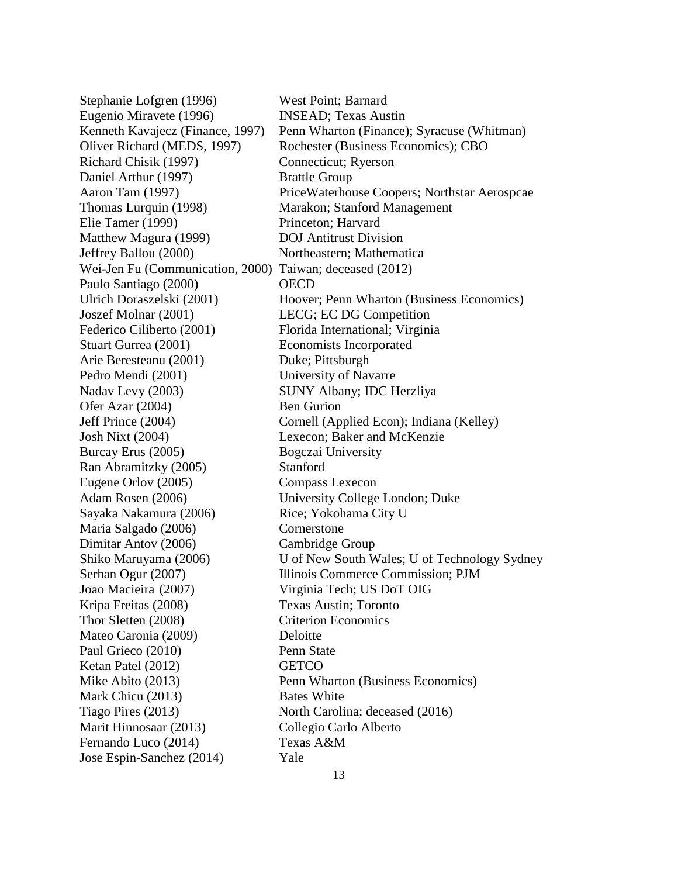| | |
|---|---|
| Stephanie Lofgren (1996) | West Point; Barnard |
| Eugenio Miravete (1996) | INSEAD; Texas Austin |
| Kenneth Kavajecz (Finance, 1997) | Penn Wharton (Finance); Syracuse (Whitman) |
| Oliver Richard (MEDS, 1997) | Rochester (Business Economics); CBO |
| Richard Chisik (1997) | Connecticut; Ryerson |
| Daniel Arthur (1997) | Brattle Group |
| Aaron Tam (1997) | PriceWaterhouse Coopers; Northstar Aerospcae |
| Thomas Lurquin (1998) | Marakon; Stanford Management |
| Elie Tamer (1999) | Princeton; Harvard |
| Matthew Magura (1999) | DOJ Antitrust Division |
| Jeffrey Ballou (2000) | Northeastern; Mathematica |
| Wei-Jen Fu (Communication, 2000) | Taiwan; deceased (2012) |
| Paulo Santiago (2000) | OECD |
| Ulrich Doraszelski (2001) | Hoover; Penn Wharton (Business Economics) |
| Joszef Molnar (2001) | LECG; EC DG Competition |
| Federico Ciliberto (2001) | Florida International; Virginia |
| Stuart Gurrea (2001) | Economists Incorporated |
| Arie Beresteanu (2001) | Duke; Pittsburgh |
| Pedro Mendi (2001) | University of Navarre |
| Nadav Levy (2003) | SUNY Albany; IDC Herzliya |
| Ofer Azar (2004) | Ben Gurion |
| Jeff Prince (2004) | Cornell (Applied Econ); Indiana (Kelley) |
| Josh Nixt (2004) | Lexecon; Baker and McKenzie |
| Burcay Erus (2005) | Bogczai University |
| Ran Abramitzky (2005) | Stanford |
| Eugene Orlov (2005) | Compass Lexecon |
| Adam Rosen (2006) | University College London; Duke |
| Sayaka Nakamura (2006) | Rice; Yokohama City U |
| Maria Salgado (2006) | Cornerstone |
| Dimitar Antov (2006) | Cambridge Group |
| Shiko Maruyama (2006) | U of New South Wales; U of Technology Sydney |
| Serhan Ogur (2007) | Illinois Commerce Commission; PJM |
| Joao Macieira (2007) | Virginia Tech; US DoT OIG |
| Kripa Freitas (2008) | Texas Austin; Toronto |
| Thor Sletten (2008) | Criterion Economics |
| Mateo Caronia (2009) | Deloitte |
| Paul Grieco (2010) | Penn State |
| Ketan Patel (2012) | GETCO |
| Mike Abito (2013) | Penn Wharton (Business Economics) |
| Mark Chicu (2013) | Bates White |
| Tiago Pires (2013) | North Carolina; deceased (2016) |
| Marit Hinnosaar (2013) | Collegio Carlo Alberto |
| Fernando Luco (2014) | Texas A&M |
| Jose Espin-Sanchez (2014) | Yale |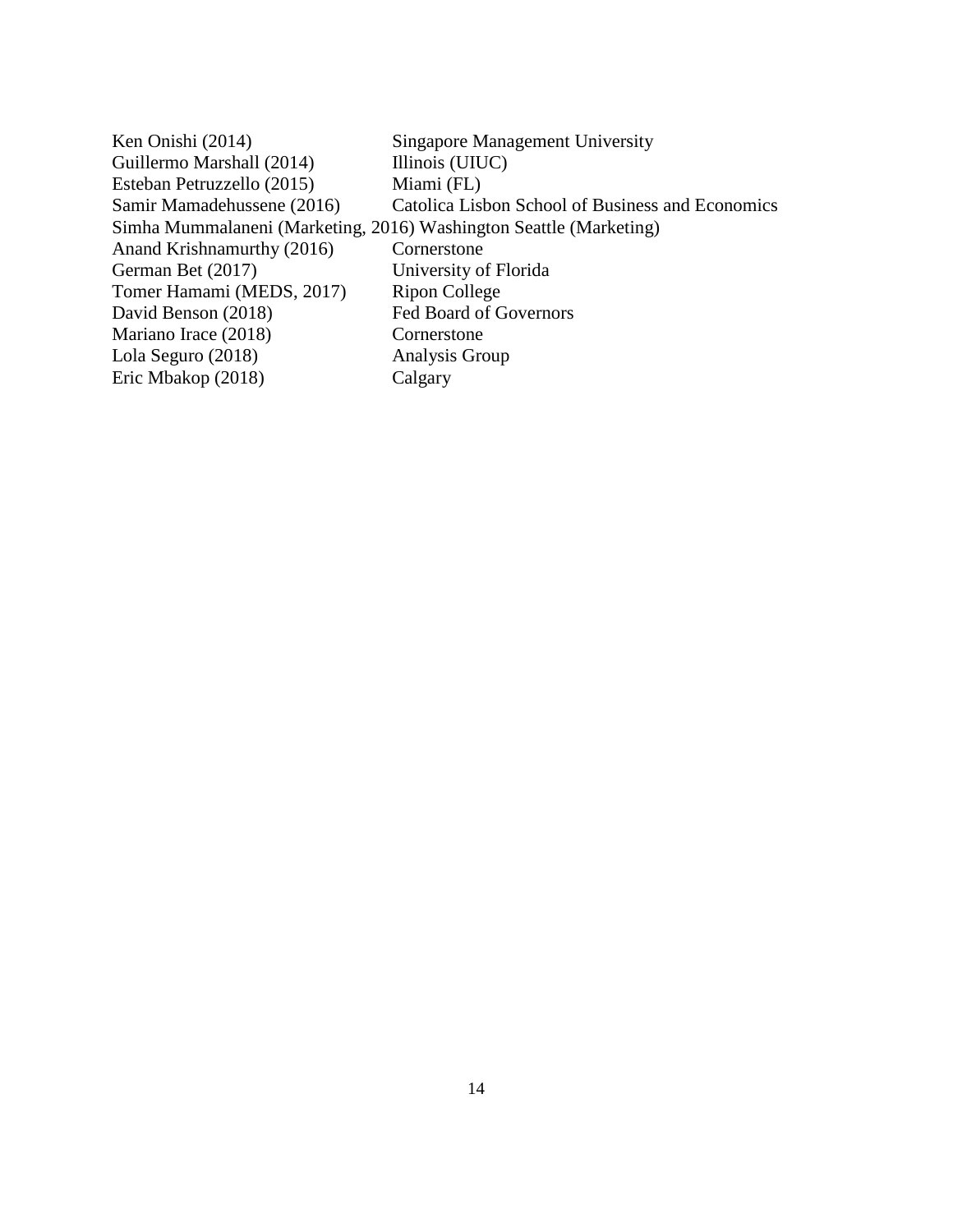| | |
|---|---|
| Ken Onishi (2014) | Singapore Management University |
| Guillermo Marshall (2014) | Illinois (UIUC) |
| Esteban Petruzzello (2015) | Miami (FL) |
| Samir Mamadehussene (2016) | Catolica Lisbon School of Business and Economics |
| Simha Mummalaneni (Marketing, 2016) | Washington Seattle (Marketing) |
| Anand Krishnamurthy (2016) | Cornerstone |
| German Bet (2017) | University of Florida |
| Tomer Hamami (MEDS, 2017) | Ripon College |
| David Benson (2018) | Fed Board of Governors |
| Mariano Irace (2018) | Cornerstone |
| Lola Seguro (2018) | Analysis Group |
| Eric Mbakop (2018) | Calgary |